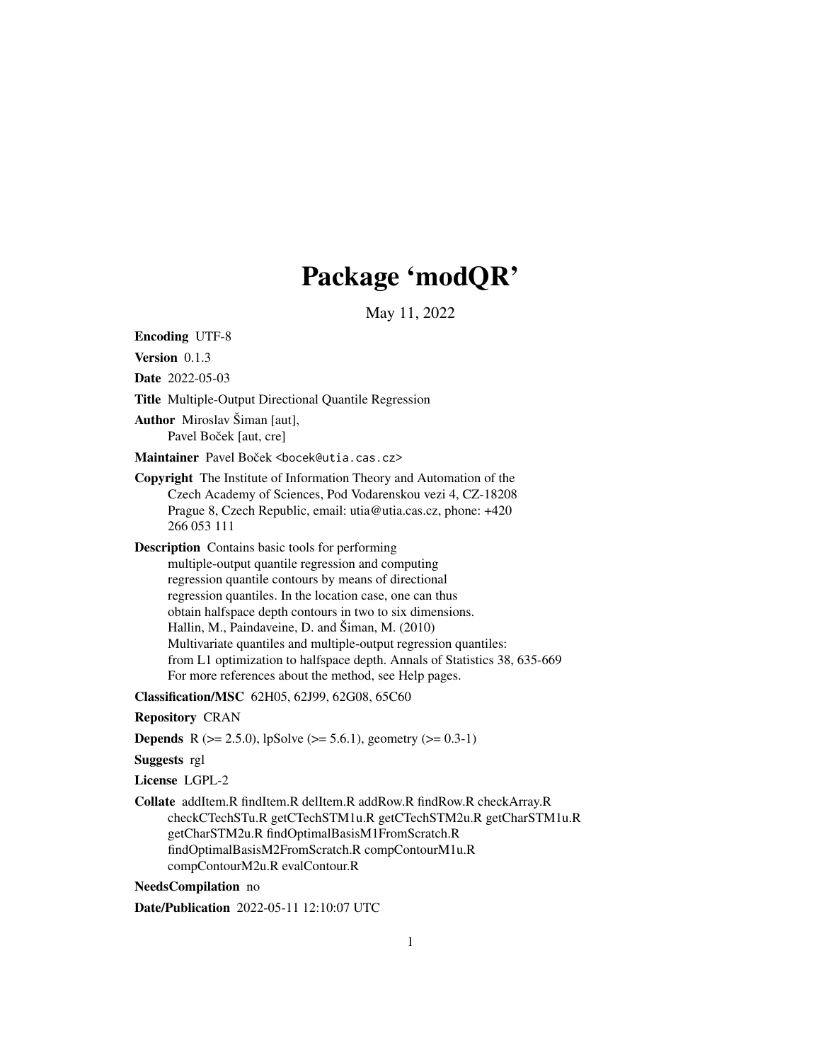# Package 'modQR'

May 11, 2022

**Encoding** UTF-8

**Version** 0.1.3

**Date** 2022-05-03

**Title** Multiple-Output Directional Quantile Regression

**Author** Miroslav Šiman [aut],
Pavel Boček [aut, cre]

**Maintainer** Pavel Boček <bocek@utia.cas.cz>

**Copyright** The Institute of Information Theory and Automation of the Czech Academy of Sciences, Pod Vodarenskou vezi 4, CZ-18208 Prague 8, Czech Republic, email: utia@utia.cas.cz, phone: +420 266 053 111

**Description** Contains basic tools for performing multiple-output quantile regression and computing regression quantile contours by means of directional regression quantiles. In the location case, one can thus obtain halfspace depth contours in two to six dimensions. Hallin, M., Paindaveine, D. and Šiman, M. (2010) Multivariate quantiles and multiple-output regression quantiles: from L1 optimization to halfspace depth. Annals of Statistics 38, 635-669 For more references about the method, see Help pages.

**Classification/MSC** 62H05, 62J99, 62G08, 65C60

**Repository** CRAN

**Depends** R (>= 2.5.0), lpSolve (>= 5.6.1), geometry (>= 0.3-1)

**Suggests** rgl

**License** LGPL-2

**Collate** addItem.R findItem.R delItem.R addRow.R findRow.R checkArray.R checkCTechSTu.R getCTechSTM1u.R getCTechSTM2u.R getCharSTM1u.R getCharSTM2u.R findOptimalBasisM1FromScratch.R findOptimalBasisM2FromScratch.R compContourM1u.R compContourM2u.R evalContour.R

**NeedsCompilation** no

**Date/Publication** 2022-05-11 12:10:07 UTC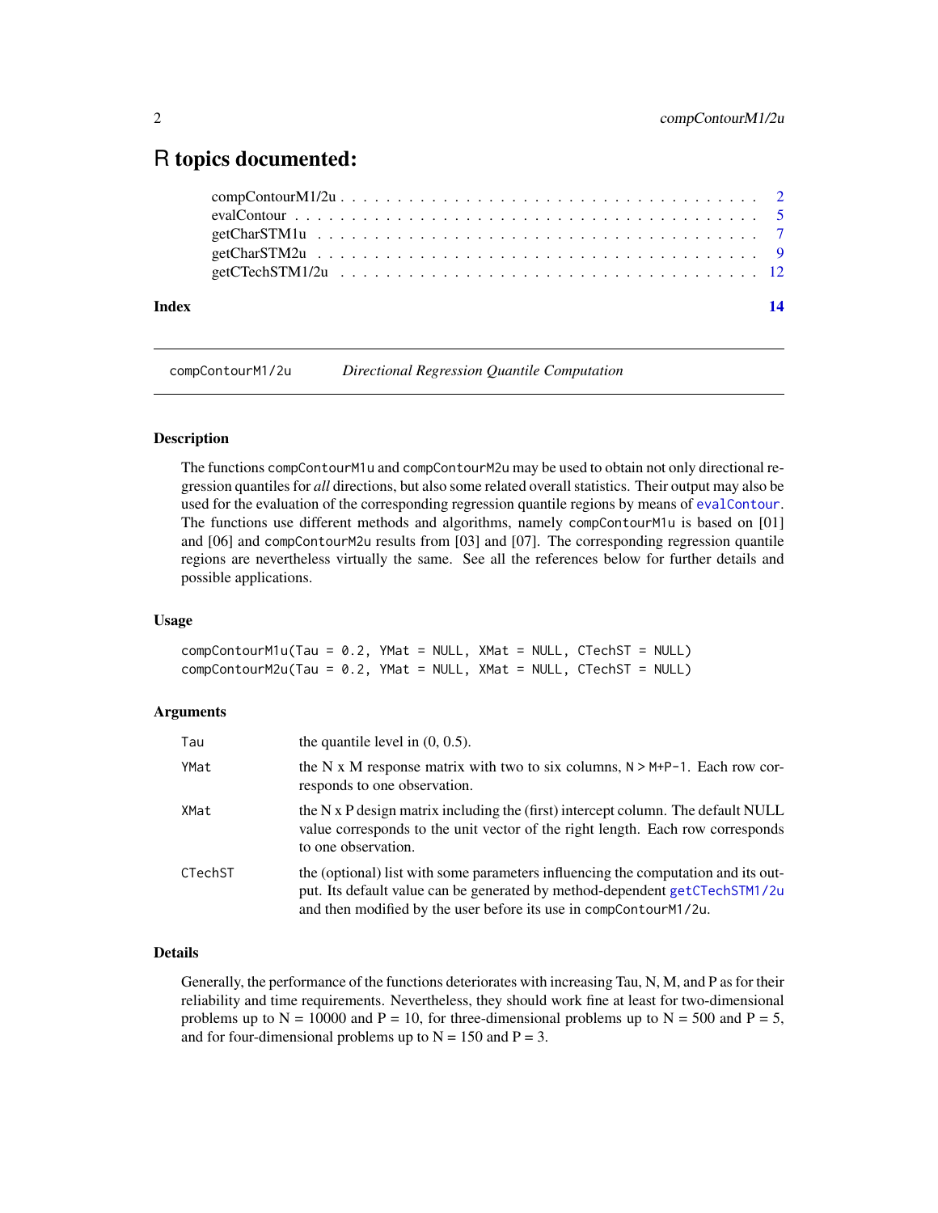# R topics documented:

compContourM1/2u . . . . . . . . . . . . . . . . . . . . . . . . . . . . . . . . . . . 2
evalContour . . . . . . . . . . . . . . . . . . . . . . . . . . . . . . . . . . . . . . 5
getCharSTM1u . . . . . . . . . . . . . . . . . . . . . . . . . . . . . . . . . . . . . 7
getCharSTM2u . . . . . . . . . . . . . . . . . . . . . . . . . . . . . . . . . . . . . 9
getCTechSTM1/2u . . . . . . . . . . . . . . . . . . . . . . . . . . . . . . . . . . . 12

**Index** **14**

---

compContourM1/2u &nbsp;&nbsp;&nbsp; *Directional Regression Quantile Computation*

---

## Description

The functions compContourM1u and compContourM2u may be used to obtain not only directional regression quantiles for *all* directions, but also some related overall statistics. Their output may also be used for the evaluation of the corresponding regression quantile regions by means of evalContour. The functions use different methods and algorithms, namely compContourM1u is based on [01] and [06] and compContourM2u results from [03] and [07]. The corresponding regression quantile regions are nevertheless virtually the same. See all the references below for further details and possible applications.

## Usage

```
compContourM1u(Tau = 0.2, YMat = NULL, XMat = NULL, CTechST = NULL)
compContourM2u(Tau = 0.2, YMat = NULL, XMat = NULL, CTechST = NULL)
```

## Arguments

| | |
|---|---|
| Tau | the quantile level in (0, 0.5). |
| YMat | the N x M response matrix with two to six columns, N > M+P-1. Each row corresponds to one observation. |
| XMat | the N x P design matrix including the (first) intercept column. The default NULL value corresponds to the unit vector of the right length. Each row corresponds to one observation. |
| CTechST | the (optional) list with some parameters influencing the computation and its output. Its default value can be generated by method-dependent getCTechSTM1/2u and then modified by the user before its use in compContourM1/2u. |

## Details

Generally, the performance of the functions deteriorates with increasing Tau, N, M, and P as for their reliability and time requirements. Nevertheless, they should work fine at least for two-dimensional problems up to N = 10000 and P = 10, for three-dimensional problems up to N = 500 and P = 5, and for four-dimensional problems up to N = 150 and P = 3.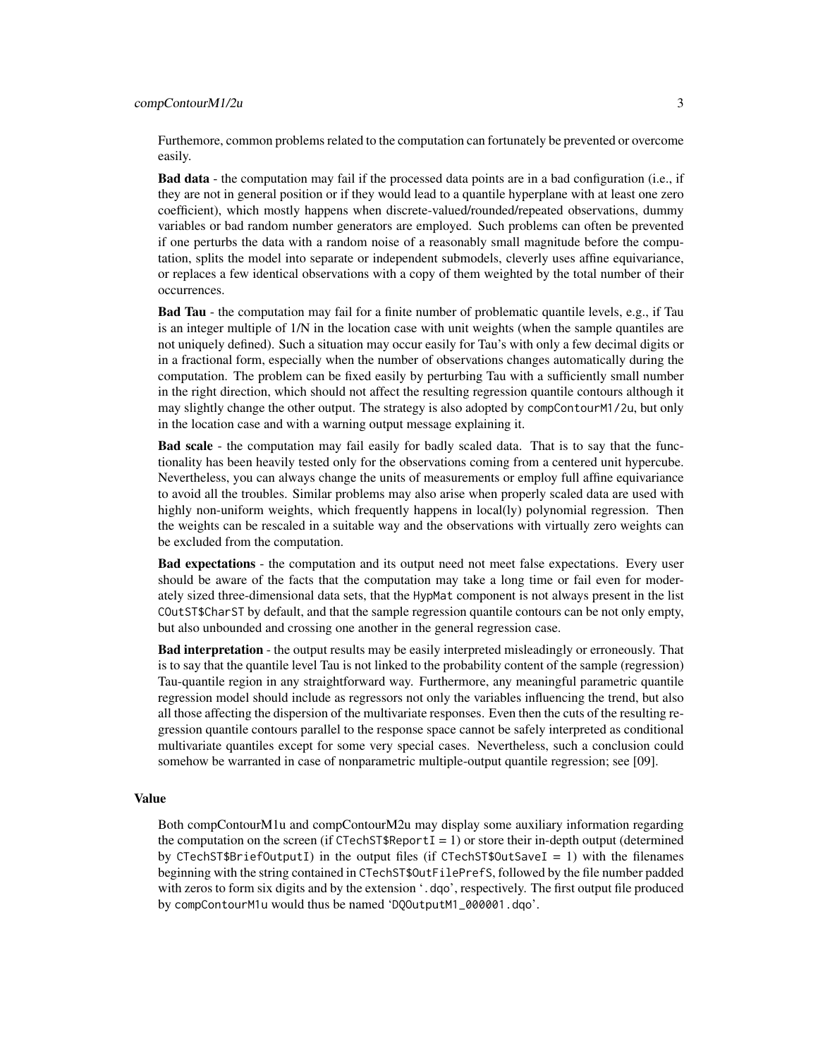Furthermore, common problems related to the computation can fortunately be prevented or overcome easily.

**Bad data** - the computation may fail if the processed data points are in a bad configuration (i.e., if they are not in general position or if they would lead to a quantile hyperplane with at least one zero coefficient), which mostly happens when discrete-valued/rounded/repeated observations, dummy variables or bad random number generators are employed. Such problems can often be prevented if one perturbs the data with a random noise of a reasonably small magnitude before the computation, splits the model into separate or independent submodels, cleverly uses affine equivariance, or replaces a few identical observations with a copy of them weighted by the total number of their occurrences.

**Bad Tau** - the computation may fail for a finite number of problematic quantile levels, e.g., if Tau is an integer multiple of 1/N in the location case with unit weights (when the sample quantiles are not uniquely defined). Such a situation may occur easily for Tau's with only a few decimal digits or in a fractional form, especially when the number of observations changes automatically during the computation. The problem can be fixed easily by perturbing Tau with a sufficiently small number in the right direction, which should not affect the resulting regression quantile contours although it may slightly change the other output. The strategy is also adopted by `compContourM1/2u`, but only in the location case and with a warning output message explaining it.

**Bad scale** - the computation may fail easily for badly scaled data. That is to say that the functionality has been heavily tested only for the observations coming from a centered unit hypercube. Nevertheless, you can always change the units of measurements or employ full affine equivariance to avoid all the troubles. Similar problems may also arise when properly scaled data are used with highly non-uniform weights, which frequently happens in local(ly) polynomial regression. Then the weights can be rescaled in a suitable way and the observations with virtually zero weights can be excluded from the computation.

**Bad expectations** - the computation and its output need not meet false expectations. Every user should be aware of the facts that the computation may take a long time or fail even for moderately sized three-dimensional data sets, that the `HypMat` component is not always present in the list `COutST$CharST` by default, and that the sample regression quantile contours can be not only empty, but also unbounded and crossing one another in the general regression case.

**Bad interpretation** - the output results may be easily interpreted misleadingly or erroneously. That is to say that the quantile level Tau is not linked to the probability content of the sample (regression) Tau-quantile region in any straightforward way. Furthermore, any meaningful parametric quantile regression model should include as regressors not only the variables influencing the trend, but also all those affecting the dispersion of the multivariate responses. Even then the cuts of the resulting regression quantile contours parallel to the response space cannot be safely interpreted as conditional multivariate quantiles except for some very special cases. Nevertheless, such a conclusion could somehow be warranted in case of nonparametric multiple-output quantile regression; see [09].

## Value

Both compContourM1u and compContourM2u may display some auxiliary information regarding the computation on the screen (if `CTechST$ReportI` = 1) or store their in-depth output (determined by `CTechST$BriefOutputI`) in the output files (if `CTechST$OutSaveI` = 1) with the filenames beginning with the string contained in `CTechST$OutFilePrefS`, followed by the file number padded with zeros to form six digits and by the extension '`.dqo`', respectively. The first output file produced by `compContourM1u` would thus be named '`DQOutputM1_000001.dqo`'.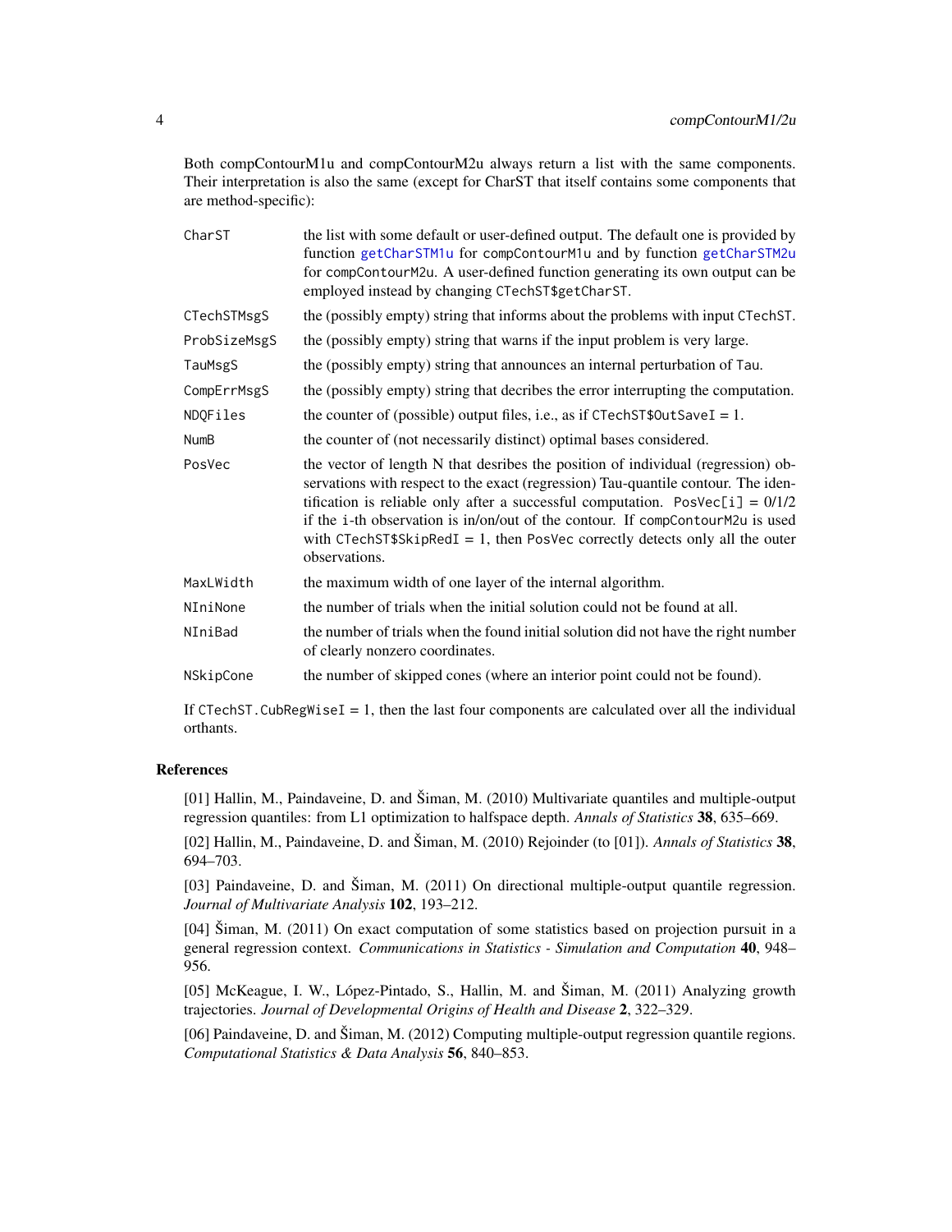Both compContourM1u and compContourM2u always return a list with the same components. Their interpretation is also the same (except for CharST that itself contains some components that are method-specific):

| | |
|---|---|
| `CharST` | the list with some default or user-defined output. The default one is provided by function `getCharSTM1u` for `compContourM1u` and by function `getCharSTM2u` for `compContourM2u`. A user-defined function generating its own output can be employed instead by changing `CTechST$getCharST`. |
| `CTechSTMsgS` | the (possibly empty) string that informs about the problems with input `CTechST`. |
| `ProbSizeMsgS` | the (possibly empty) string that warns if the input problem is very large. |
| `TauMsgS` | the (possibly empty) string that announces an internal perturbation of `Tau`. |
| `CompErrMsgS` | the (possibly empty) string that decribes the error interrupting the computation. |
| `NDQFiles` | the counter of (possible) output files, i.e., as if `CTechST$OutSaveI` = 1. |
| `NumB` | the counter of (not necessarily distinct) optimal bases considered. |
| `PosVec` | the vector of length N that desribes the position of individual (regression) observations with respect to the exact (regression) Tau-quantile contour. The identification is reliable only after a successful computation. `PosVec[i]` = 0/1/2 if the `i`-th observation is in/on/out of the contour. If `compContourM2u` is used with `CTechST$SkipRedI` = 1, then `PosVec` correctly detects only all the outer observations. |
| `MaxLWidth` | the maximum width of one layer of the internal algorithm. |
| `NIniNone` | the number of trials when the initial solution could not be found at all. |
| `NIniBad` | the number of trials when the found initial solution did not have the right number of clearly nonzero coordinates. |
| `NSkipCone` | the number of skipped cones (where an interior point could not be found). |

If `CTechST.CubRegWiseI` = 1, then the last four components are calculated over all the individual orthants.

## References

[01] Hallin, M., Paindaveine, D. and Šiman, M. (2010) Multivariate quantiles and multiple-output regression quantiles: from L1 optimization to halfspace depth. *Annals of Statistics* **38**, 635–669.

[02] Hallin, M., Paindaveine, D. and Šiman, M. (2010) Rejoinder (to [01]). *Annals of Statistics* **38**, 694–703.

[03] Paindaveine, D. and Šiman, M. (2011) On directional multiple-output quantile regression. *Journal of Multivariate Analysis* **102**, 193–212.

[04] Šiman, M. (2011) On exact computation of some statistics based on projection pursuit in a general regression context. *Communications in Statistics - Simulation and Computation* **40**, 948–956.

[05] McKeague, I. W., López-Pintado, S., Hallin, M. and Šiman, M. (2011) Analyzing growth trajectories. *Journal of Developmental Origins of Health and Disease* **2**, 322–329.

[06] Paindaveine, D. and Šiman, M. (2012) Computing multiple-output regression quantile regions. *Computational Statistics & Data Analysis* **56**, 840–853.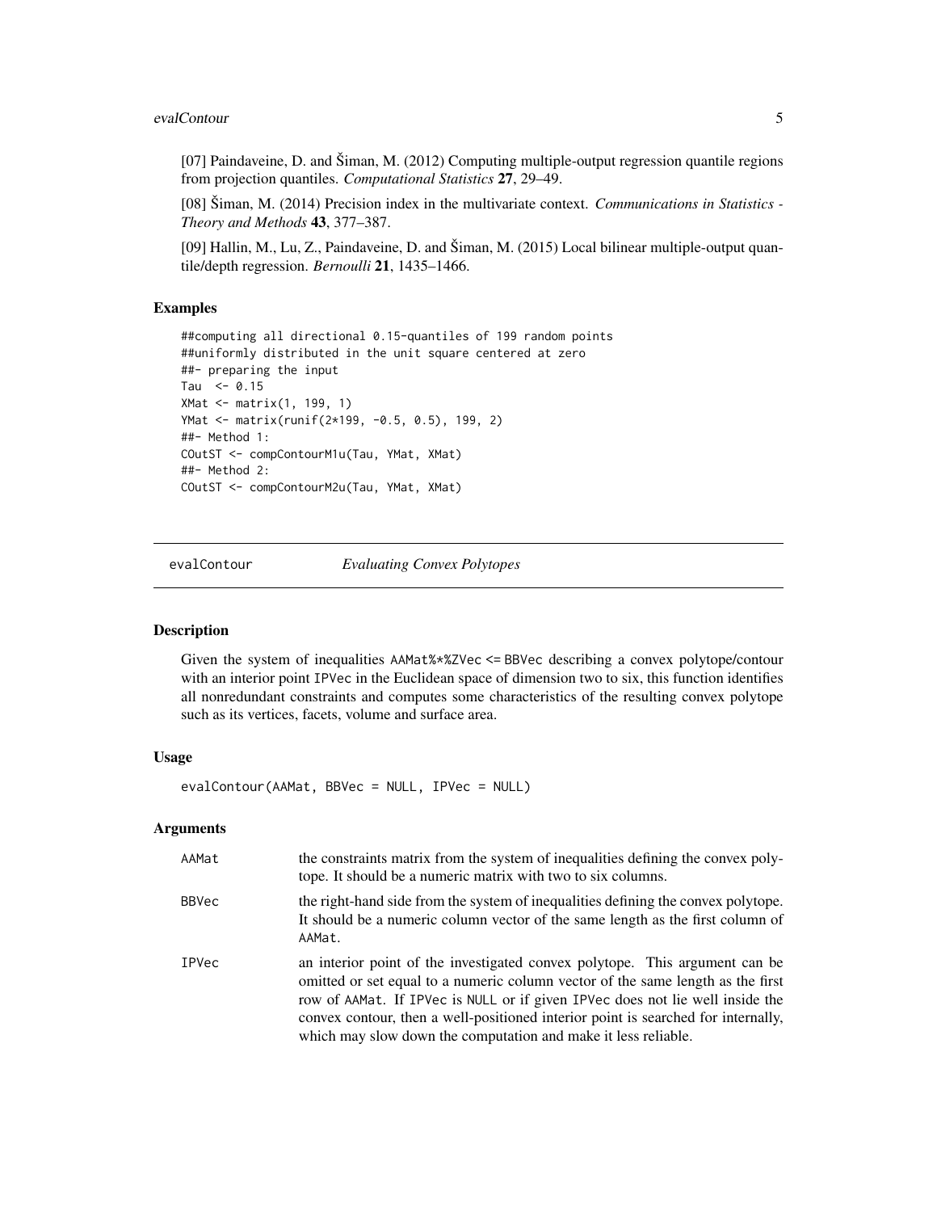[07] Paindaveine, D. and Šiman, M. (2012) Computing multiple-output regression quantile regions from projection quantiles. *Computational Statistics* **27**, 29–49.

[08] Šiman, M. (2014) Precision index in the multivariate context. *Communications in Statistics - Theory and Methods* **43**, 377–387.

[09] Hallin, M., Lu, Z., Paindaveine, D. and Šiman, M. (2015) Local bilinear multiple-output quantile/depth regression. *Bernoulli* **21**, 1435–1466.

## Examples

```
##computing all directional 0.15-quantiles of 199 random points
##uniformly distributed in the unit square centered at zero
##- preparing the input
Tau  <- 0.15
XMat <- matrix(1, 199, 1)
YMat <- matrix(runif(2*199, -0.5, 0.5), 199, 2)
##- Method 1:
COutST <- compContourM1u(Tau, YMat, XMat)
##- Method 2:
COutST <- compContourM2u(Tau, YMat, XMat)
```

---

evalContour *Evaluating Convex Polytopes*

---

## Description

Given the system of inequalities AAMat%*%ZVec <= BBVec describing a convex polytope/contour with an interior point IPVec in the Euclidean space of dimension two to six, this function identifies all nonredundant constraints and computes some characteristics of the resulting convex polytope such as its vertices, facets, volume and surface area.

## Usage

```
evalContour(AAMat, BBVec = NULL, IPVec = NULL)
```

## Arguments

| | |
|---|---|
| AAMat | the constraints matrix from the system of inequalities defining the convex polytope. It should be a numeric matrix with two to six columns. |
| BBVec | the right-hand side from the system of inequalities defining the convex polytope. It should be a numeric column vector of the same length as the first column of AAMat. |
| IPVec | an interior point of the investigated convex polytope. This argument can be omitted or set equal to a numeric column vector of the same length as the first row of AAMat. If IPVec is NULL or if given IPVec does not lie well inside the convex contour, then a well-positioned interior point is searched for internally, which may slow down the computation and make it less reliable. |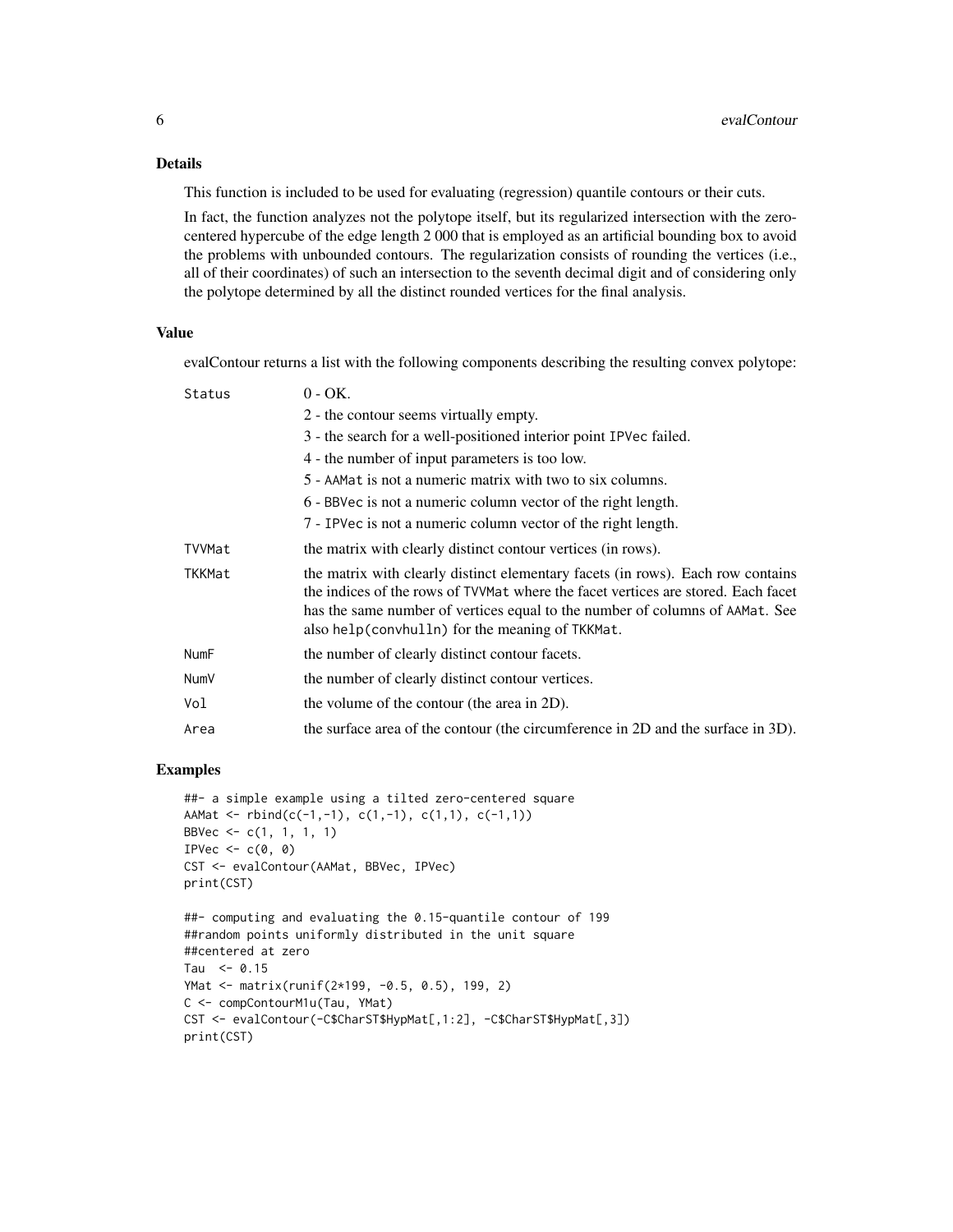## Details

This function is included to be used for evaluating (regression) quantile contours or their cuts.

In fact, the function analyzes not the polytope itself, but its regularized intersection with the zero-centered hypercube of the edge length 2 000 that is employed as an artificial bounding box to avoid the problems with unbounded contours. The regularization consists of rounding the vertices (i.e., all of their coordinates) of such an intersection to the seventh decimal digit and of considering only the polytope determined by all the distinct rounded vertices for the final analysis.

## Value

evalContour returns a list with the following components describing the resulting convex polytope:

| | |
|---|---|
| Status | 0 - OK.<br>2 - the contour seems virtually empty.<br>3 - the search for a well-positioned interior point IPVec failed.<br>4 - the number of input parameters is too low.<br>5 - AAMat is not a numeric matrix with two to six columns.<br>6 - BBVec is not a numeric column vector of the right length.<br>7 - IPVec is not a numeric column vector of the right length. |
| TVVMat | the matrix with clearly distinct contour vertices (in rows). |
| TKKMat | the matrix with clearly distinct elementary facets (in rows). Each row contains the indices of the rows of TVVMat where the facet vertices are stored. Each facet has the same number of vertices equal to the number of columns of AAMat. See also help(convhulln) for the meaning of TKKMat. |
| NumF | the number of clearly distinct contour facets. |
| NumV | the number of clearly distinct contour vertices. |
| Vol | the volume of the contour (the area in 2D). |
| Area | the surface area of the contour (the circumference in 2D and the surface in 3D). |

## Examples

```
##- a simple example using a tilted zero-centered square
AAMat <- rbind(c(-1,-1), c(1,-1), c(1,1), c(-1,1))
BBVec <- c(1, 1, 1, 1)
IPVec <- c(0, 0)
CST <- evalContour(AAMat, BBVec, IPVec)
print(CST)

##- computing and evaluating the 0.15-quantile contour of 199
##random points uniformly distributed in the unit square
##centered at zero
Tau  <- 0.15
YMat <- matrix(runif(2*199, -0.5, 0.5), 199, 2)
C <- compContourM1u(Tau, YMat)
CST <- evalContour(-C$CharST$HypMat[,1:2], -C$CharST$HypMat[,3])
print(CST)
```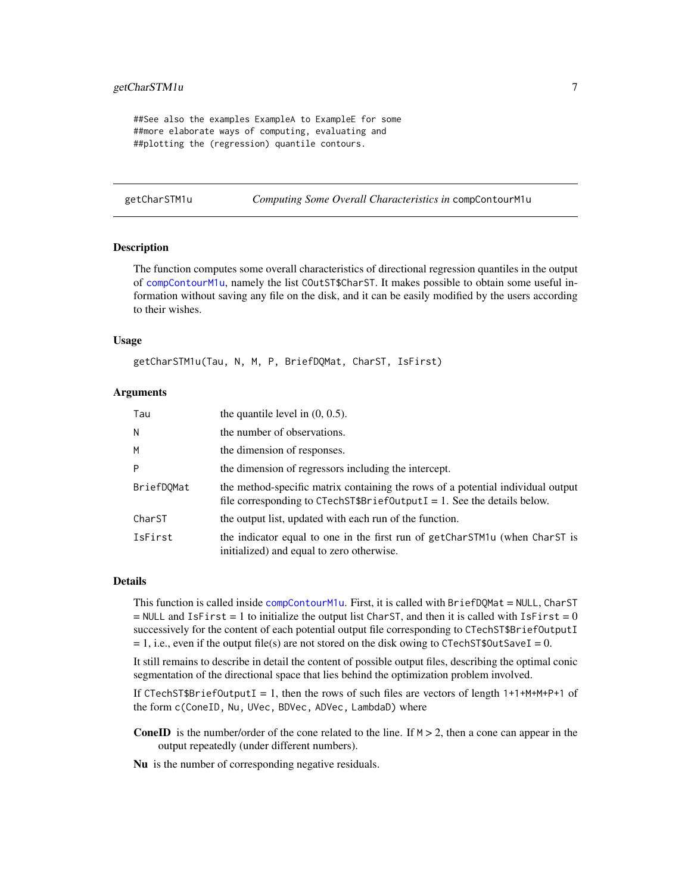```
##See also the examples ExampleA to ExampleE for some
##more elaborate ways of computing, evaluating and
##plotting the (regression) quantile contours.
```

---

getCharSTM1u — *Computing Some Overall Characteristics in* `compContourM1u`

---

### Description

The function computes some overall characteristics of directional regression quantiles in the output of `compContourM1u`, namely the list `COutST$CharST`. It makes possible to obtain some useful information without saving any file on the disk, and it can be easily modified by the users according to their wishes.

### Usage

```
getCharSTM1u(Tau, N, M, P, BriefDQMat, CharST, IsFirst)
```

### Arguments

| | |
|---|---|
| `Tau` | the quantile level in (0, 0.5). |
| `N` | the number of observations. |
| `M` | the dimension of responses. |
| `P` | the dimension of regressors including the intercept. |
| `BriefDQMat` | the method-specific matrix containing the rows of a potential individual output file corresponding to `CTechST$BriefOutputI` = 1. See the details below. |
| `CharST` | the output list, updated with each run of the function. |
| `IsFirst` | the indicator equal to one in the first run of `getCharSTM1u` (when `CharST` is initialized) and equal to zero otherwise. |

### Details

This function is called inside `compContourM1u`. First, it is called with `BriefDQMat` = `NULL`, `CharST` = `NULL` and `IsFirst` = 1 to initialize the output list `CharST`, and then it is called with `IsFirst` = 0 successively for the content of each potential output file corresponding to `CTechST$BriefOutputI` = 1, i.e., even if the output file(s) are not stored on the disk owing to `CTechST$OutSaveI` = 0.

It still remains to describe in detail the content of possible output files, describing the optimal conic segmentation of the directional space that lies behind the optimization problem involved.

If `CTechST$BriefOutputI` = 1, then the rows of such files are vectors of length `1+1+M+M+P+1` of the form `c(ConeID, Nu, UVec, BDVec, ADVec, LambdaD)` where

**ConeID** is the number/order of the cone related to the line. If `M` > 2, then a cone can appear in the output repeatedly (under different numbers).

**Nu** is the number of corresponding negative residuals.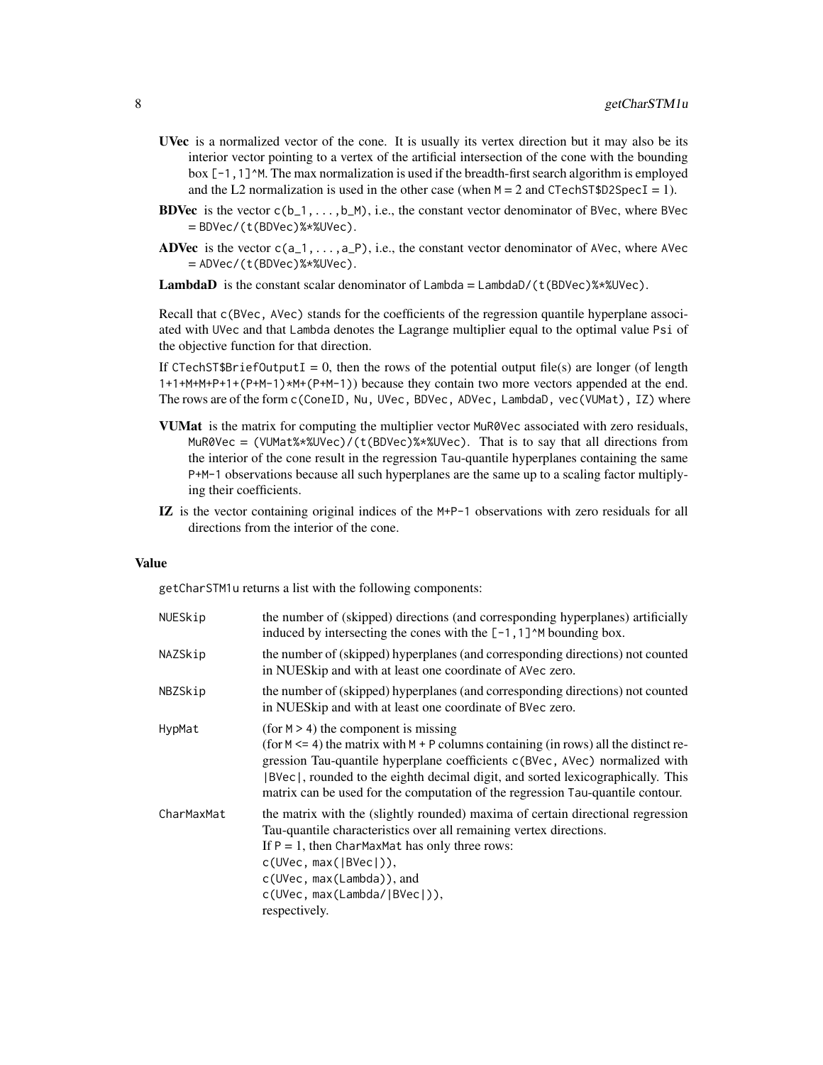**UVec** is a normalized vector of the cone. It is usually its vertex direction but it may also be its interior vector pointing to a vertex of the artificial intersection of the cone with the bounding box `[-1,1]^M`. The max normalization is used if the breadth-first search algorithm is employed and the L2 normalization is used in the other case (when M = 2 and `CTechST$D2SpecI` = 1).

**BDVec** is the vector `c(b_1,...,b_M)`, i.e., the constant vector denominator of `BVec`, where `BVec = BDVec/(t(BDVec)%*%UVec)`.

**ADVec** is the vector `c(a_1,...,a_P)`, i.e., the constant vector denominator of `AVec`, where `AVec = ADVec/(t(BDVec)%*%UVec)`.

**LambdaD** is the constant scalar denominator of `Lambda = LambdaD/(t(BDVec)%*%UVec)`.

Recall that `c(BVec, AVec)` stands for the coefficients of the regression quantile hyperplane associated with `UVec` and that `Lambda` denotes the Lagrange multiplier equal to the optimal value `Psi` of the objective function for that direction.

If `CTechST$BriefOutputI` = 0, then the rows of the potential output file(s) are longer (of length `1+1+M+M+P+1+(P+M-1)*M+(P+M-1)`) because they contain two more vectors appended at the end. The rows are of the form `c(ConeID, Nu, UVec, BDVec, ADVec, LambdaD, vec(VUMat), IZ)` where

**VUMat** is the matrix for computing the multiplier vector `MuR0Vec` associated with zero residuals, `MuR0Vec = (VUMat%*%UVec)/(t(BDVec)%*%UVec)`. That is to say that all directions from the interior of the cone result in the regression `Tau`-quantile hyperplanes containing the same `P+M-1` observations because all such hyperplanes are the same up to a scaling factor multiplying their coefficients.

**IZ** is the vector containing original indices of the `M+P-1` observations with zero residuals for all directions from the interior of the cone.

## Value

`getCharSTM1u` returns a list with the following components:

| | |
|---|---|
| `NUESkip` | the number of (skipped) directions (and corresponding hyperplanes) artificially induced by intersecting the cones with the `[-1,1]^M` bounding box. |
| `NAZSkip` | the number of (skipped) hyperplanes (and corresponding directions) not counted in NUESkip and with at least one coordinate of `AVec` zero. |
| `NBZSkip` | the number of (skipped) hyperplanes (and corresponding directions) not counted in NUESkip and with at least one coordinate of `BVec` zero. |
| `HypMat` | (for `M > 4`) the component is missing<br>(for `M <= 4`) the matrix with `M + P` columns containing (in rows) all the distinct regression `Tau`-quantile hyperplane coefficients `c(BVec, AVec)` normalized with `\|BVec\|`, rounded to the eighth decimal digit, and sorted lexicographically. This matrix can be used for the computation of the regression `Tau`-quantile contour. |
| `CharMaxMat` | the matrix with the (slightly rounded) maxima of certain directional regression Tau-quantile characteristics over all remaining vertex directions.<br>If `P = 1`, then `CharMaxMat` has only three rows:<br>`c(UVec, max(\|BVec\|))`,<br>`c(UVec, max(Lambda))`, and<br>`c(UVec, max(Lambda/\|BVec\|))`,<br>respectively. |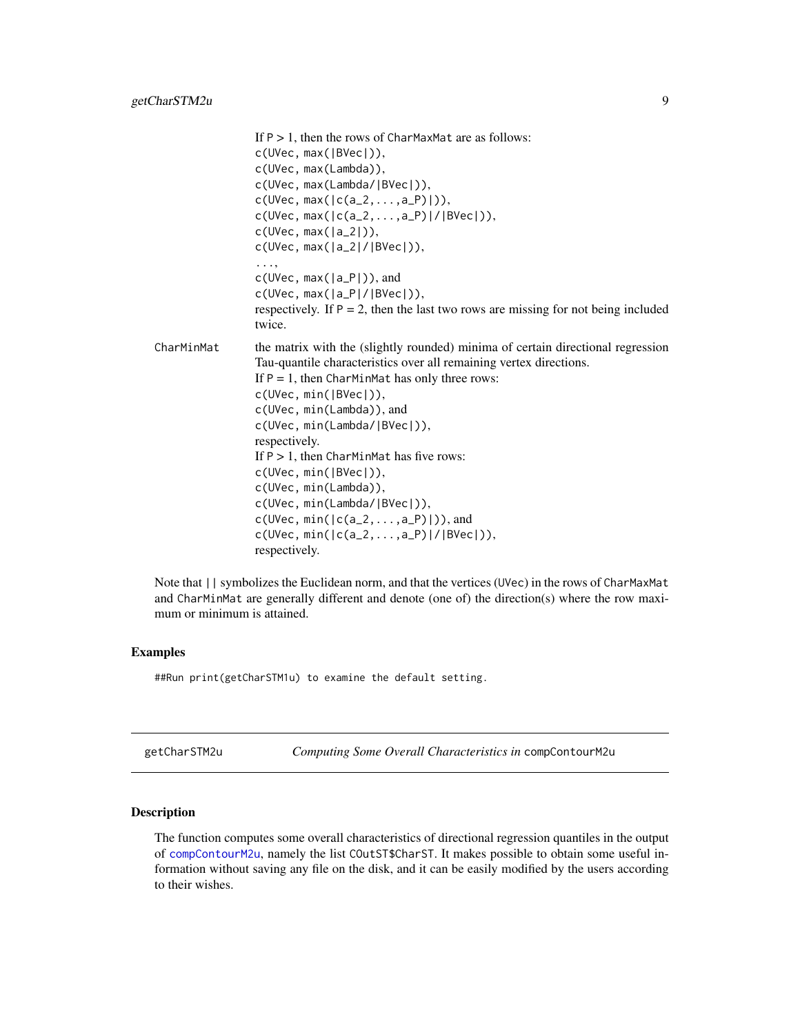If P > 1, then the rows of `CharMaxMat` are as follows:
`c(UVec, max(|BVec|))`,
`c(UVec, max(Lambda))`,
`c(UVec, max(Lambda/|BVec|))`,
`c(UVec, max(|c(a_2,...,a_P)|))`,
`c(UVec, max(|c(a_2,...,a_P)|/|BVec|))`,
`c(UVec, max(|a_2|))`,
`c(UVec, max(|a_2|/|BVec|))`,
...,
`c(UVec, max(|a_P|))`, and
`c(UVec, max(|a_P|/|BVec|))`,
respectively. If P = 2, then the last two rows are missing for not being included twice.

`CharMinMat` the matrix with the (slightly rounded) minima of certain directional regression Tau-quantile characteristics over all remaining vertex directions.
If P = 1, then `CharMinMat` has only three rows:
`c(UVec, min(|BVec|))`,
`c(UVec, min(Lambda))`, and
`c(UVec, min(Lambda/|BVec|))`,
respectively.
If P > 1, then `CharMinMat` has five rows:
`c(UVec, min(|BVec|))`,
`c(UVec, min(Lambda))`,
`c(UVec, min(Lambda/|BVec|))`,
`c(UVec, min(|c(a_2,...,a_P)|))`, and
`c(UVec, min(|c(a_2,...,a_P)|/|BVec|))`,
respectively.

Note that `||` symbolizes the Euclidean norm, and that the vertices (`UVec`) in the rows of `CharMaxMat` and `CharMinMat` are generally different and denote (one of) the direction(s) where the row maximum or minimum is attained.

## Examples

```
##Run print(getCharSTM1u) to examine the default setting.
```

---

## getCharSTM2u — *Computing Some Overall Characteristics in* `compContourM2u`

### Description

The function computes some overall characteristics of directional regression quantiles in the output of `compContourM2u`, namely the list `COutST$CharST`. It makes possible to obtain some useful information without saving any file on the disk, and it can be easily modified by the users according to their wishes.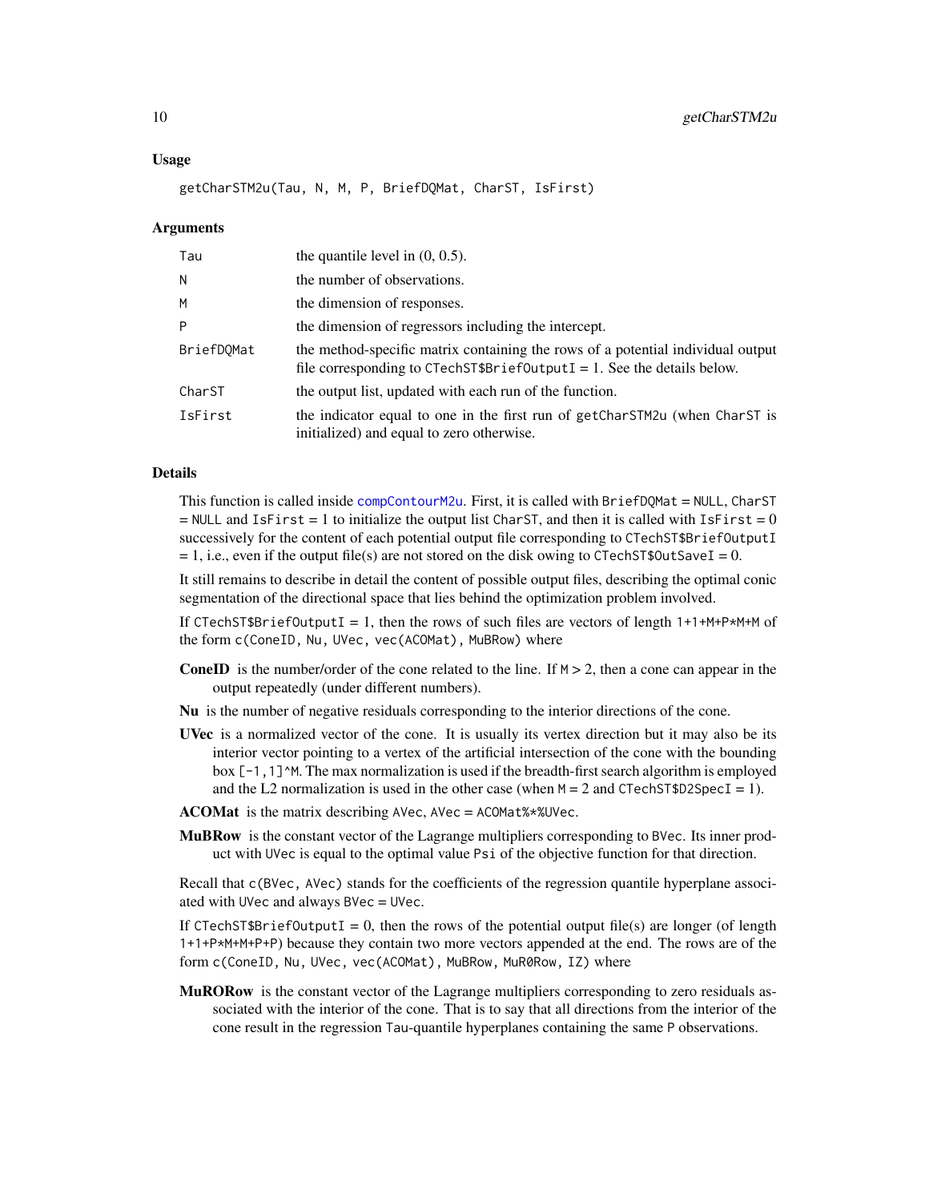### Usage

```
getCharSTM2u(Tau, N, M, P, BriefDQMat, CharST, IsFirst)
```

### Arguments

| | |
|---|---|
| Tau | the quantile level in (0, 0.5). |
| N | the number of observations. |
| M | the dimension of responses. |
| P | the dimension of regressors including the intercept. |
| BriefDQMat | the method-specific matrix containing the rows of a potential individual output file corresponding to CTechST$BriefOutputI = 1. See the details below. |
| CharST | the output list, updated with each run of the function. |
| IsFirst | the indicator equal to one in the first run of getCharSTM2u (when CharST is initialized) and equal to zero otherwise. |

### Details

This function is called inside compContourM2u. First, it is called with BriefDQMat = NULL, CharST = NULL and IsFirst = 1 to initialize the output list CharST, and then it is called with IsFirst = 0 successively for the content of each potential output file corresponding to CTechST$BriefOutputI = 1, i.e., even if the output file(s) are not stored on the disk owing to CTechST$OutSaveI = 0.

It still remains to describe in detail the content of possible output files, describing the optimal conic segmentation of the directional space that lies behind the optimization problem involved.

If CTechST$BriefOutputI = 1, then the rows of such files are vectors of length 1+1+M+P*M+M of the form c(ConeID, Nu, UVec, vec(ACOMat), MuBRow) where

- **ConeID** is the number/order of the cone related to the line. If M > 2, then a cone can appear in the output repeatedly (under different numbers).
- **Nu** is the number of negative residuals corresponding to the interior directions of the cone.
- **UVec** is a normalized vector of the cone. It is usually its vertex direction but it may also be its interior vector pointing to a vertex of the artificial intersection of the cone with the bounding box [-1,1]^M. The max normalization is used if the breadth-first search algorithm is employed and the L2 normalization is used in the other case (when M = 2 and CTechST$D2SpecI = 1).
- **ACOMat** is the matrix describing AVec, AVec = ACOMat%*%UVec.
- **MuBRow** is the constant vector of the Lagrange multipliers corresponding to BVec. Its inner product with UVec is equal to the optimal value Psi of the objective function for that direction.

Recall that c(BVec, AVec) stands for the coefficients of the regression quantile hyperplane associated with UVec and always BVec = UVec.

If CTechST$BriefOutputI = 0, then the rows of the potential output file(s) are longer (of length 1+1+P*M+M+P+P) because they contain two more vectors appended at the end. The rows are of the form c(ConeID, Nu, UVec, vec(ACOMat), MuBRow, MuR0Row, IZ) where

- **MuR0Row** is the constant vector of the Lagrange multipliers corresponding to zero residuals associated with the interior of the cone. That is to say that all directions from the interior of the cone result in the regression Tau-quantile hyperplanes containing the same P observations.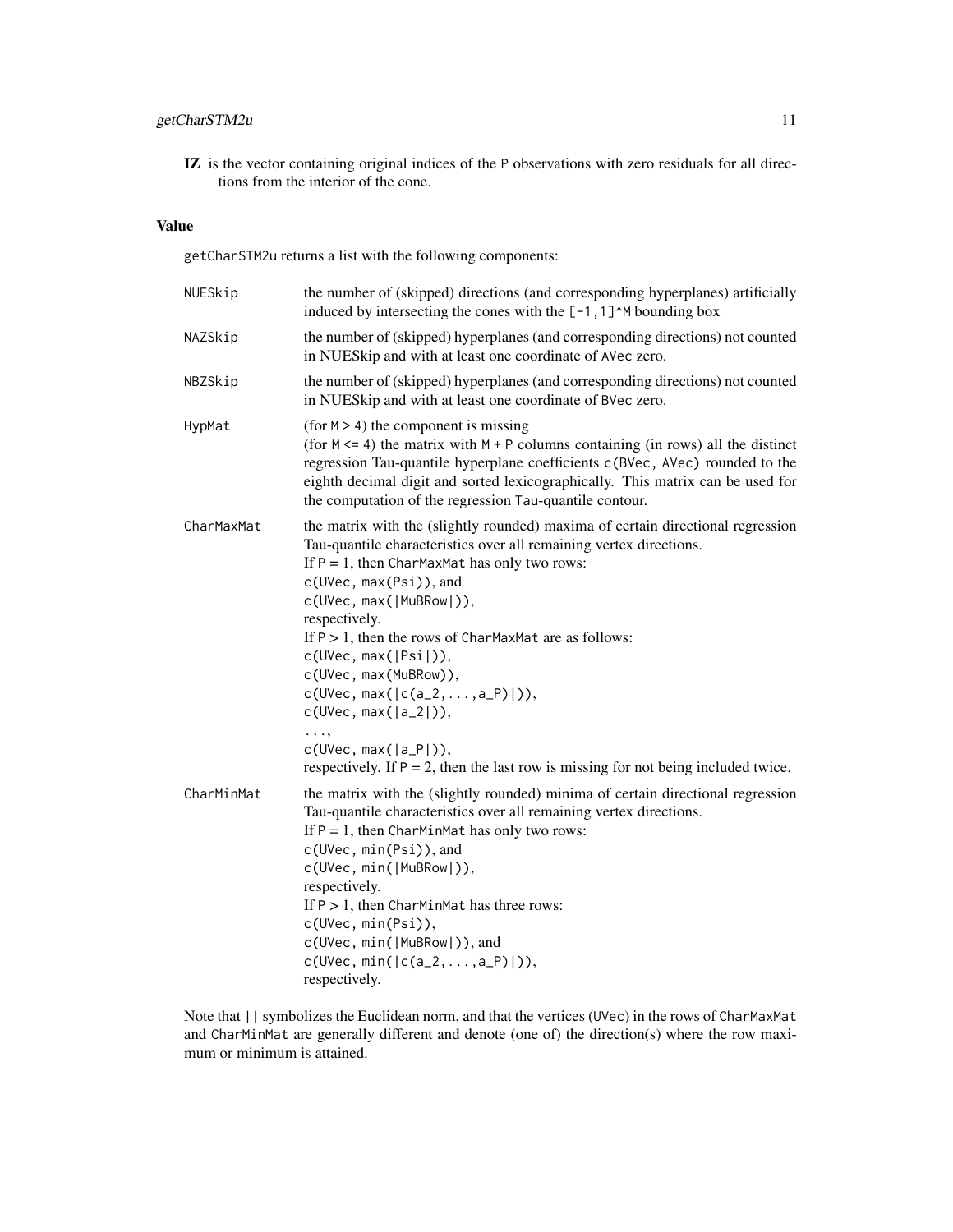**IZ** is the vector containing original indices of the P observations with zero residuals for all directions from the interior of the cone.

### Value

getCharSTM2u returns a list with the following components:

NUESkip
: the number of (skipped) directions (and corresponding hyperplanes) artificially induced by intersecting the cones with the [-1,1]^M bounding box

NAZSkip
: the number of (skipped) hyperplanes (and corresponding directions) not counted in NUESkip and with at least one coordinate of AVec zero.

NBZSkip
: the number of (skipped) hyperplanes (and corresponding directions) not counted in NUESkip and with at least one coordinate of BVec zero.

HypMat
: (for M > 4) the component is missing
(for M <= 4) the matrix with M + P columns containing (in rows) all the distinct regression Tau-quantile hyperplane coefficients c(BVec, AVec) rounded to the eighth decimal digit and sorted lexicographically. This matrix can be used for the computation of the regression Tau-quantile contour.

CharMaxMat
: the matrix with the (slightly rounded) maxima of certain directional regression Tau-quantile characteristics over all remaining vertex directions.
If P = 1, then CharMaxMat has only two rows:
c(UVec, max(Psi)), and
c(UVec, max(|MuBRow|)),
respectively.
If P > 1, then the rows of CharMaxMat are as follows:
c(UVec, max(|Psi|)),
c(UVec, max(MuBRow)),
c(UVec, max(|c(a_2,...,a_P)|)),
c(UVec, max(|a_2|)),
...,
c(UVec, max(|a_P|)),
respectively. If P = 2, then the last row is missing for not being included twice.

CharMinMat
: the matrix with the (slightly rounded) minima of certain directional regression Tau-quantile characteristics over all remaining vertex directions.
If P = 1, then CharMinMat has only two rows:
c(UVec, min(Psi)), and
c(UVec, min(|MuBRow|)),
respectively.
If P > 1, then CharMinMat has three rows:
c(UVec, min(Psi)),
c(UVec, min(|MuBRow|)), and
c(UVec, min(|c(a_2,...,a_P)|)),
respectively.

Note that || symbolizes the Euclidean norm, and that the vertices (UVec) in the rows of CharMaxMat and CharMinMat are generally different and denote (one of) the direction(s) where the row maximum or minimum is attained.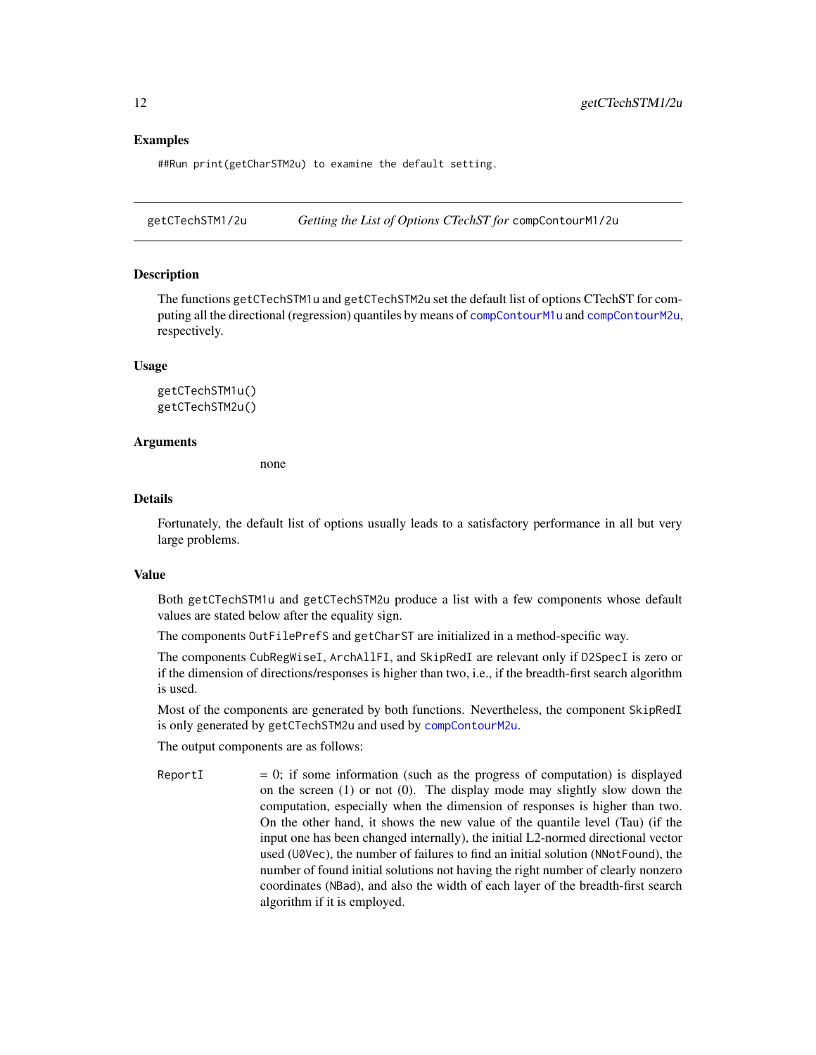### Examples

```
##Run print(getCharSTM2u) to examine the default setting.
```

---

## getCTechSTM1/2u — *Getting the List of Options CTechST for* `compContourM1/2u`

### Description

The functions `getCTechSTM1u` and `getCTechSTM2u` set the default list of options CTechST for computing all the directional (regression) quantiles by means of `compContourM1u` and `compContourM2u`, respectively.

### Usage

```
getCTechSTM1u()
getCTechSTM2u()
```

### Arguments

none

### Details

Fortunately, the default list of options usually leads to a satisfactory performance in all but very large problems.

### Value

Both `getCTechSTM1u` and `getCTechSTM2u` produce a list with a few components whose default values are stated below after the equality sign.

The components `OutFilePrefS` and `getCharST` are initialized in a method-specific way.

The components `CubRegWiseI`, `ArchAllFI`, and `SkipRedI` are relevant only if `D2SpecI` is zero or if the dimension of directions/responses is higher than two, i.e., if the breadth-first search algorithm is used.

Most of the components are generated by both functions. Nevertheless, the component `SkipRedI` is only generated by `getCTechSTM2u` and used by `compContourM2u`.

The output components are as follows:

`ReportI` = 0; if some information (such as the progress of computation) is displayed on the screen (1) or not (0). The display mode may slightly slow down the computation, especially when the dimension of responses is higher than two. On the other hand, it shows the new value of the quantile level (Tau) (if the input one has been changed internally), the initial L2-normed directional vector used (`U0Vec`), the number of failures to find an initial solution (`NNotFound`), the number of found initial solutions not having the right number of clearly nonzero coordinates (`NBad`), and also the width of each layer of the breadth-first search algorithm if it is employed.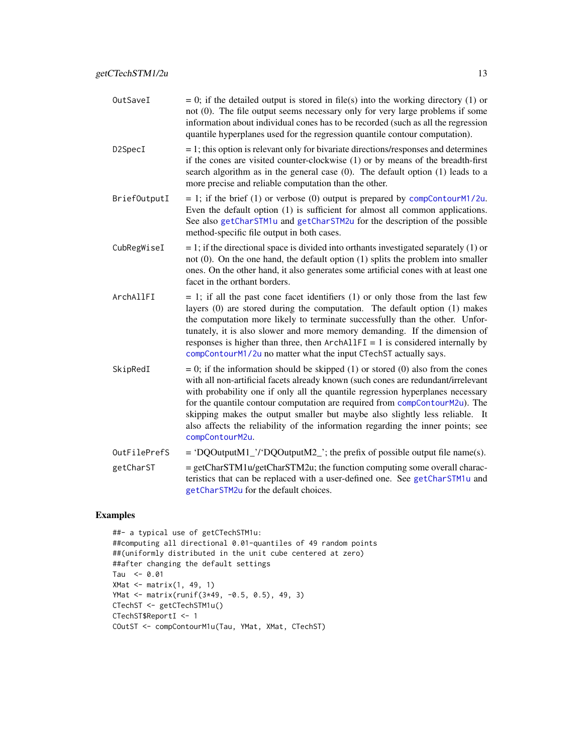| | |
|---|---|
| OutSaveI | = 0; if the detailed output is stored in file(s) into the working directory (1) or not (0). The file output seems necessary only for very large problems if some information about individual cones has to be recorded (such as all the regression quantile hyperplanes used for the regression quantile contour computation). |
| D2SpecI | = 1; this option is relevant only for bivariate directions/responses and determines if the cones are visited counter-clockwise (1) or by means of the breadth-first search algorithm as in the general case (0). The default option (1) leads to a more precise and reliable computation than the other. |
| BriefOutputI | = 1; if the brief (1) or verbose (0) output is prepared by compContourM1/2u. Even the default option (1) is sufficient for almost all common applications. See also getCharSTM1u and getCharSTM2u for the description of the possible method-specific file output in both cases. |
| CubRegWiseI | = 1; if the directional space is divided into orthants investigated separately (1) or not (0). On the one hand, the default option (1) splits the problem into smaller ones. On the other hand, it also generates some artificial cones with at least one facet in the orthant borders. |
| ArchAllFI | = 1; if all the past cone facet identifiers (1) or only those from the last few layers (0) are stored during the computation. The default option (1) makes the computation more likely to terminate successfully than the other. Unfortunately, it is also slower and more memory demanding. If the dimension of responses is higher than three, then ArchAllFI = 1 is considered internally by compContourM1/2u no matter what the input CTechST actually says. |
| SkipRedI | = 0; if the information should be skipped (1) or stored (0) also from the cones with all non-artificial facets already known (such cones are redundant/irrelevant with probability one if only all the quantile regression hyperplanes necessary for the quantile contour computation are required from compContourM2u). The skipping makes the output smaller but maybe also slightly less reliable. It also affects the reliability of the information regarding the inner points; see compContourM2u. |
| OutFilePrefS | = 'DQOutputM1_'/'DQOutputM2_'; the prefix of possible output file name(s). |
| getCharST | = getCharSTM1u/getCharSTM2u; the function computing some overall characteristics that can be replaced with a user-defined one. See getCharSTM1u and getCharSTM2u for the default choices. |

## Examples

```
##- a typical use of getCTechSTM1u:
##computing all directional 0.01-quantiles of 49 random points
##(uniformly distributed in the unit cube centered at zero)
##after changing the default settings
Tau  <- 0.01
XMat <- matrix(1, 49, 1)
YMat <- matrix(runif(3*49, -0.5, 0.5), 49, 3)
CTechST <- getCTechSTM1u()
CTechST$ReportI <- 1
COutST <- compContourM1u(Tau, YMat, XMat, CTechST)
```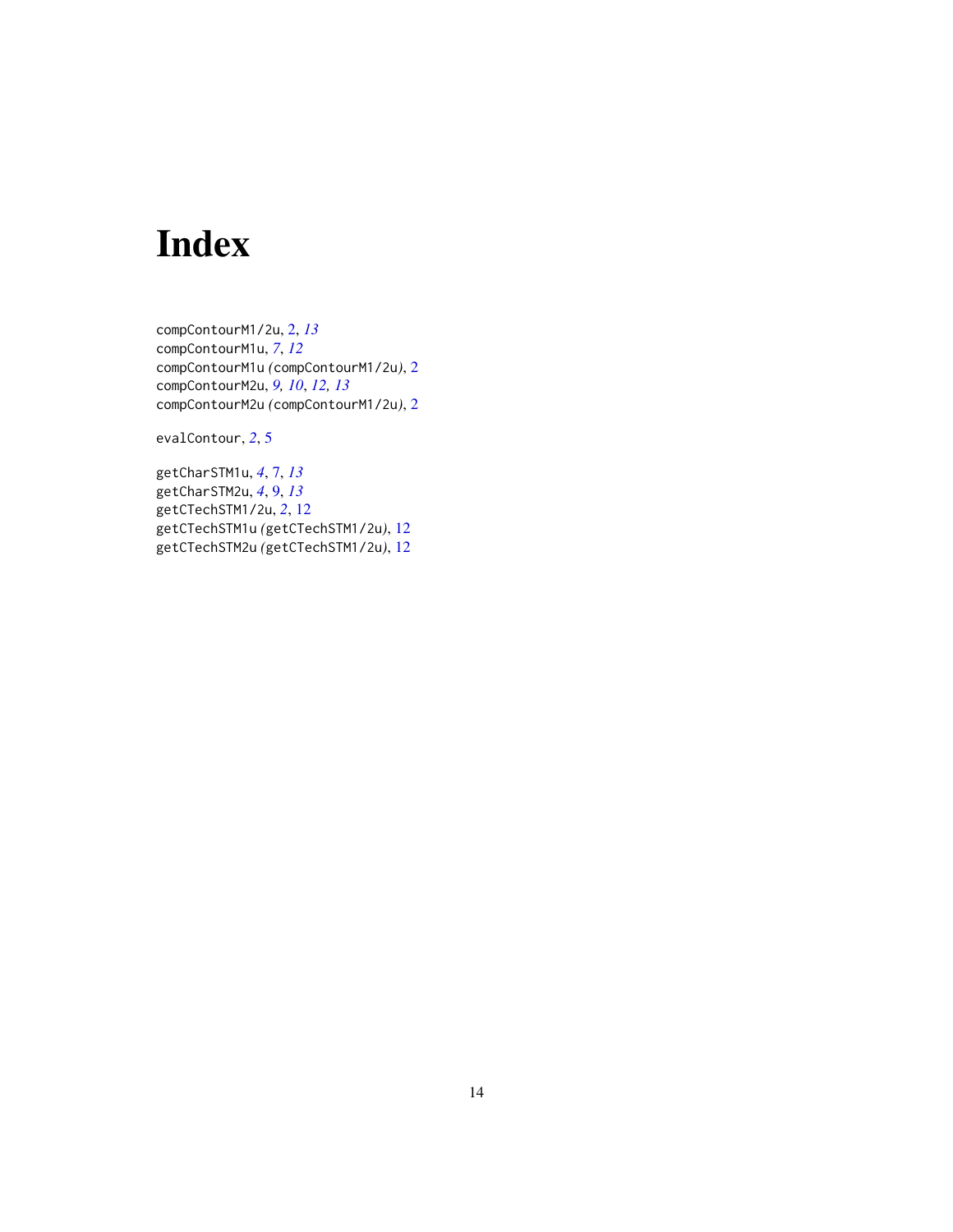# Index

compContourM1/2u, 2, *13*
compContourM1u, *7*, *12*
compContourM1u *(*compContourM1/2u*)*, 2
compContourM2u, *9, 10*, *12, 13*
compContourM2u *(*compContourM1/2u*)*, 2

evalContour, *2*, 5

getCharSTM1u, *4*, 7, *13*
getCharSTM2u, *4*, 9, *13*
getCTechSTM1/2u, *2*, 12
getCTechSTM1u *(*getCTechSTM1/2u*)*, 12
getCTechSTM2u *(*getCTechSTM1/2u*)*, 12